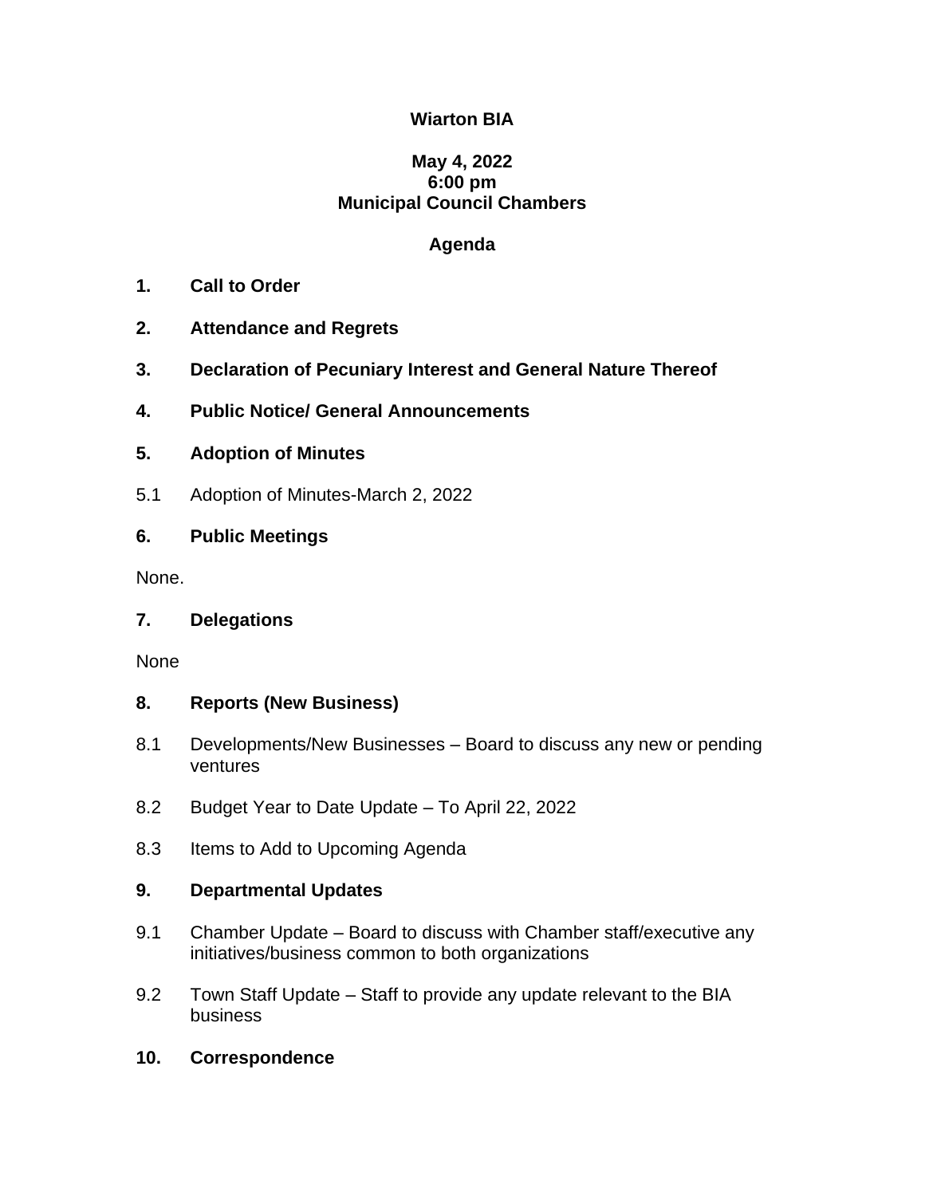# Wiarton BIA

**May 4, 2022**
**6:00 pm**
**Municipal Council Chambers**

## Agenda

**1. Call to Order**

**2. Attendance and Regrets**

**3. Declaration of Pecuniary Interest and General Nature Thereof**

**4. Public Notice/ General Announcements**

**5. Adoption of Minutes**

5.1 Adoption of Minutes-March 2, 2022

**6. Public Meetings**

None.

**7. Delegations**

None

**8. Reports (New Business)**

8.1 Developments/New Businesses – Board to discuss any new or pending ventures

8.2 Budget Year to Date Update – To April 22, 2022

8.3 Items to Add to Upcoming Agenda

**9. Departmental Updates**

9.1 Chamber Update – Board to discuss with Chamber staff/executive any initiatives/business common to both organizations

9.2 Town Staff Update – Staff to provide any update relevant to the BIA business

**10. Correspondence**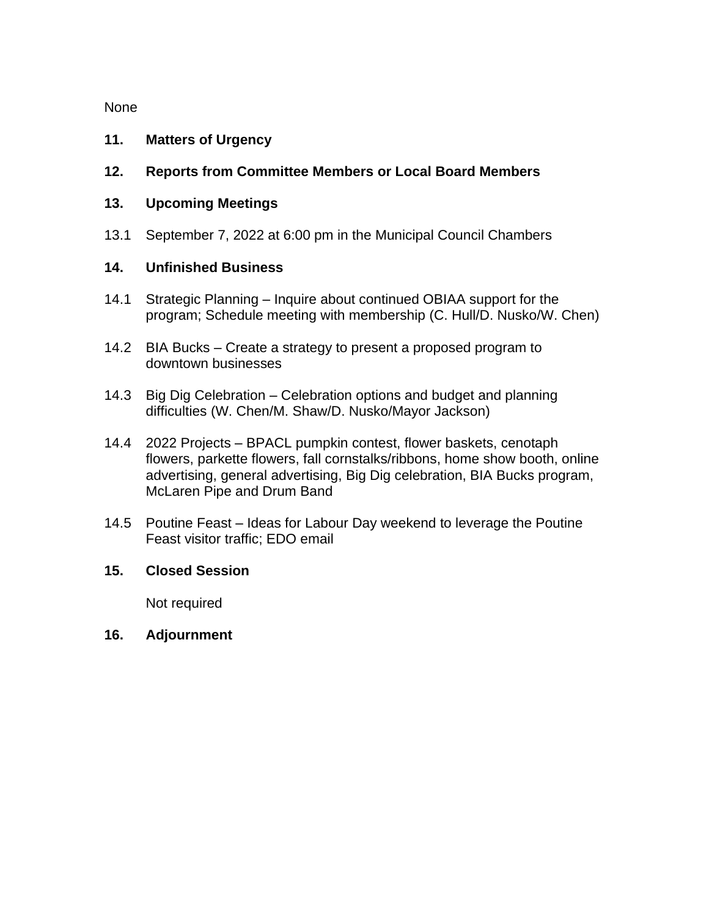None

## 11. Matters of Urgency

## 12. Reports from Committee Members or Local Board Members

## 13. Upcoming Meetings

13.1 September 7, 2022 at 6:00 pm in the Municipal Council Chambers

## 14. Unfinished Business

14.1 Strategic Planning – Inquire about continued OBIAA support for the program; Schedule meeting with membership (C. Hull/D. Nusko/W. Chen)

14.2 BIA Bucks – Create a strategy to present a proposed program to downtown businesses

14.3 Big Dig Celebration – Celebration options and budget and planning difficulties (W. Chen/M. Shaw/D. Nusko/Mayor Jackson)

14.4 2022 Projects – BPACL pumpkin contest, flower baskets, cenotaph flowers, parkette flowers, fall cornstalks/ribbons, home show booth, online advertising, general advertising, Big Dig celebration, BIA Bucks program, McLaren Pipe and Drum Band

14.5 Poutine Feast – Ideas for Labour Day weekend to leverage the Poutine Feast visitor traffic; EDO email

## 15. Closed Session

Not required

## 16. Adjournment